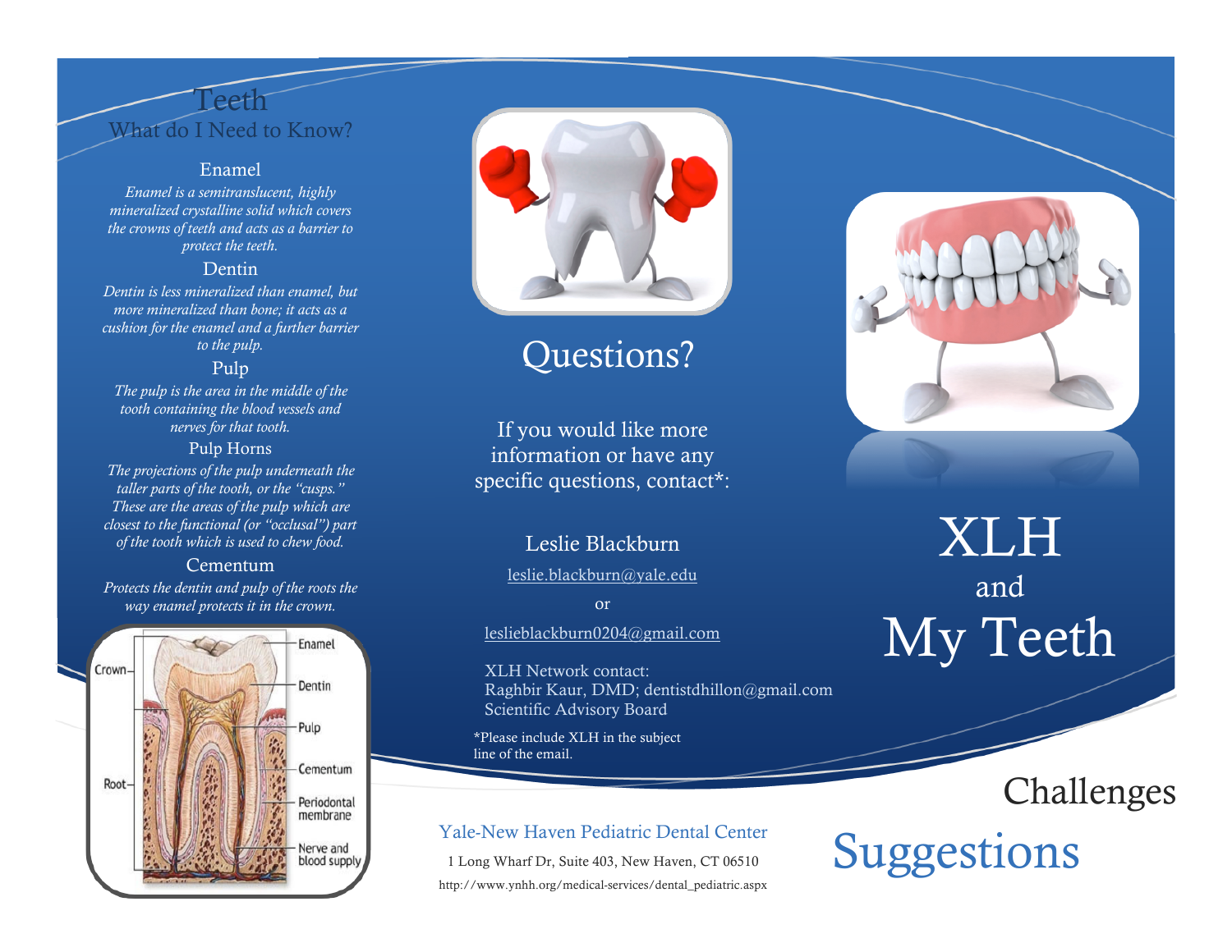# Teeth

## What do I Need to Know?

### Enamel

*Enamel is a semitranslucent, highly mineralized crystalline solid which covers the crowns of teeth and acts as a barrier to protect the teeth.*

### Dentin

*Dentin is less mineralized than enamel, but more mineralized than bone; it acts as a cushion for the enamel and a further barrier to the pulp.*

### Pulp

*The pulp is the area in the middle of the tooth containing the blood vessels and nerves for that tooth.*

### Pulp Horns

*The projections of the pulp underneath the taller parts of the tooth, or the "cusps." These are the areas of the pulp which are closest to the functional (or "occlusal") part of the tooth which is used to chew food.*

### Cementum

*Protects the dentin and pulp of the roots the way enamel protects it in the crown.*

Crown — Root — Enamel — Dentin — Pulp — Cementum — Periodontal membrane — Nerve and blood supply

# Questions?

If you would like more information or have any specific questions, contact*:

Leslie Blackburn

leslie.blackburn@yale.edu

or

leslieblackburn0204@gmail.com

XLH Network contact:
Raghbir Kaur, DMD; dentistdhillon@gmail.com
Scientific Advisory Board

*Please include XLH in the subject line of the email.

**Yale-New Haven Pediatric Dental Center**

1 Long Wharf Dr, Suite 403, New Haven, CT 06510

http://www.ynhh.org/medical-services/dental_pediatric.aspx

# XLH and My Teeth

## Challenges

## Suggestions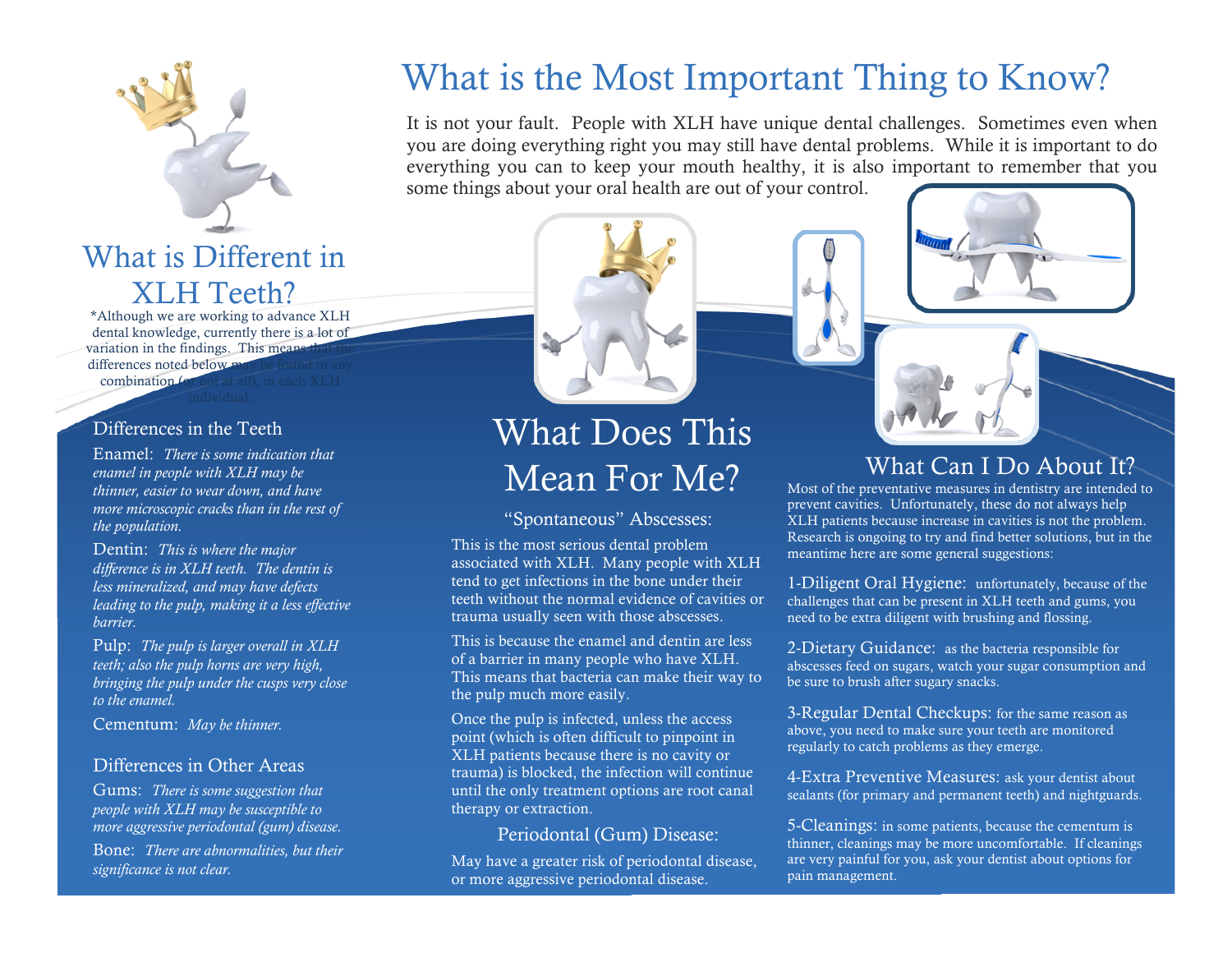# What is the Most Important Thing to Know?

It is not your fault. People with XLH have unique dental challenges. Sometimes even when you are doing everything right you may still have dental problems. While it is important to do everything you can to keep your mouth healthy, it is also important to remember that you some things about your oral health are out of your control.

## What is Different in XLH Teeth?

*Although we are working to advance XLH dental knowledge, currently there is a lot of variation in the findings. This means that the differences noted below may be found in any combination (or not at all), in each XLH individual.

### Differences in the Teeth

Enamel: *There is some indication that enamel in people with XLH may be thinner, easier to wear down, and have more microscopic cracks than in the rest of the population.*

Dentin: *This is where the major difference is in XLH teeth. The dentin is less mineralized, and may have defects leading to the pulp, making it a less effective barrier.*

Pulp: *The pulp is larger overall in XLH teeth; also the pulp horns are very high, bringing the pulp under the cusps very close to the enamel.*

Cementum: *May be thinner.*

### Differences in Other Areas

Gums: *There is some suggestion that people with XLH may be susceptible to more aggressive periodontal (gum) disease.*

Bone: *There are abnormalities, but their significance is not clear.*

## What Does This Mean For Me?

### "Spontaneous" Abscesses:

This is the most serious dental problem associated with XLH. Many people with XLH tend to get infections in the bone under their teeth without the normal evidence of cavities or trauma usually seen with those abscesses.

This is because the enamel and dentin are less of a barrier in many people who have XLH. This means that bacteria can make their way to the pulp much more easily.

Once the pulp is infected, unless the access point (which is often difficult to pinpoint in XLH patients because there is no cavity or trauma) is blocked, the infection will continue until the only treatment options are root canal therapy or extraction.

### Periodontal (Gum) Disease:

May have a greater risk of periodontal disease, or more aggressive periodontal disease.

## What Can I Do About It?

Most of the preventative measures in dentistry are intended to prevent cavities. Unfortunately, these do not always help XLH patients because increase in cavities is not the problem. Research is ongoing to try and find better solutions, but in the meantime here are some general suggestions:

1-Diligent Oral Hygiene: unfortunately, because of the challenges that can be present in XLH teeth and gums, you need to be extra diligent with brushing and flossing.

2-Dietary Guidance: as the bacteria responsible for abscesses feed on sugars, watch your sugar consumption and be sure to brush after sugary snacks.

3-Regular Dental Checkups: for the same reason as above, you need to make sure your teeth are monitored regularly to catch problems as they emerge.

4-Extra Preventive Measures: ask your dentist about sealants (for primary and permanent teeth) and nightguards.

5-Cleanings: in some patients, because the cementum is thinner, cleanings may be more uncomfortable. If cleanings are very painful for you, ask your dentist about options for pain management.